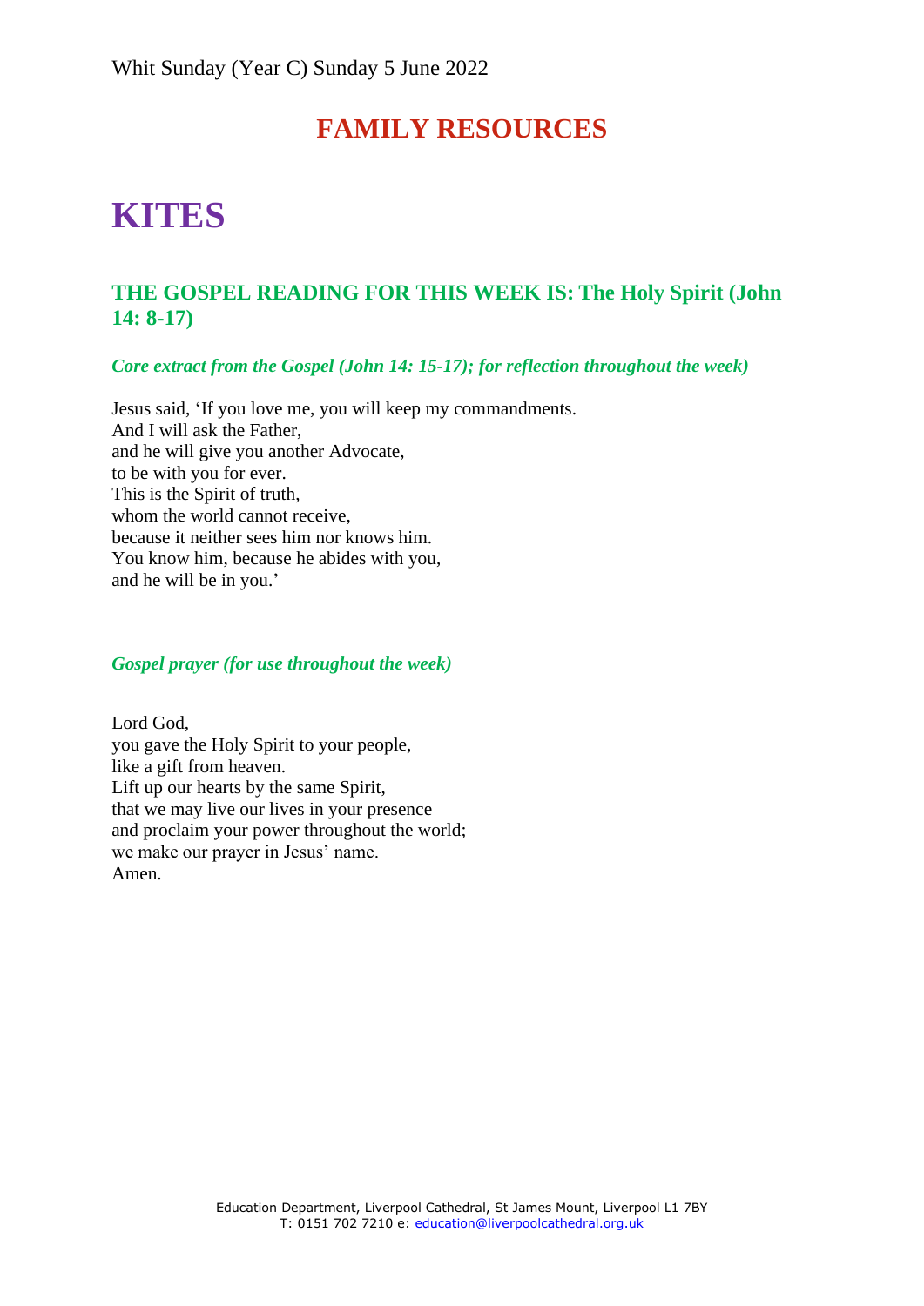Whit Sunday (Year C) Sunday 5 June 2022

## FAMILY RESOURCES

# KITES

### THE GOSPEL READING FOR THIS WEEK IS: The Holy Spirit (John 14: 8-17)

***Core extract from the Gospel (John 14: 15-17); for reflection throughout the week)***

Jesus said, 'If you love me, you will keep my commandments.  
And I will ask the Father,  
and he will give you another Advocate,  
to be with you for ever.  
This is the Spirit of truth,  
whom the world cannot receive,  
because it neither sees him nor knows him.  
You know him, because he abides with you,  
and he will be in you.'

***Gospel prayer (for use throughout the week)***

Lord God,  
you gave the Holy Spirit to your people,  
like a gift from heaven.  
Lift up our hearts by the same Spirit,  
that we may live our lives in your presence  
and proclaim your power throughout the world;  
we make our prayer in Jesus' name.  
Amen.

Education Department, Liverpool Cathedral, St James Mount, Liverpool L1 7BY  
T: 0151 702 7210 e: education@liverpoolcathedral.org.uk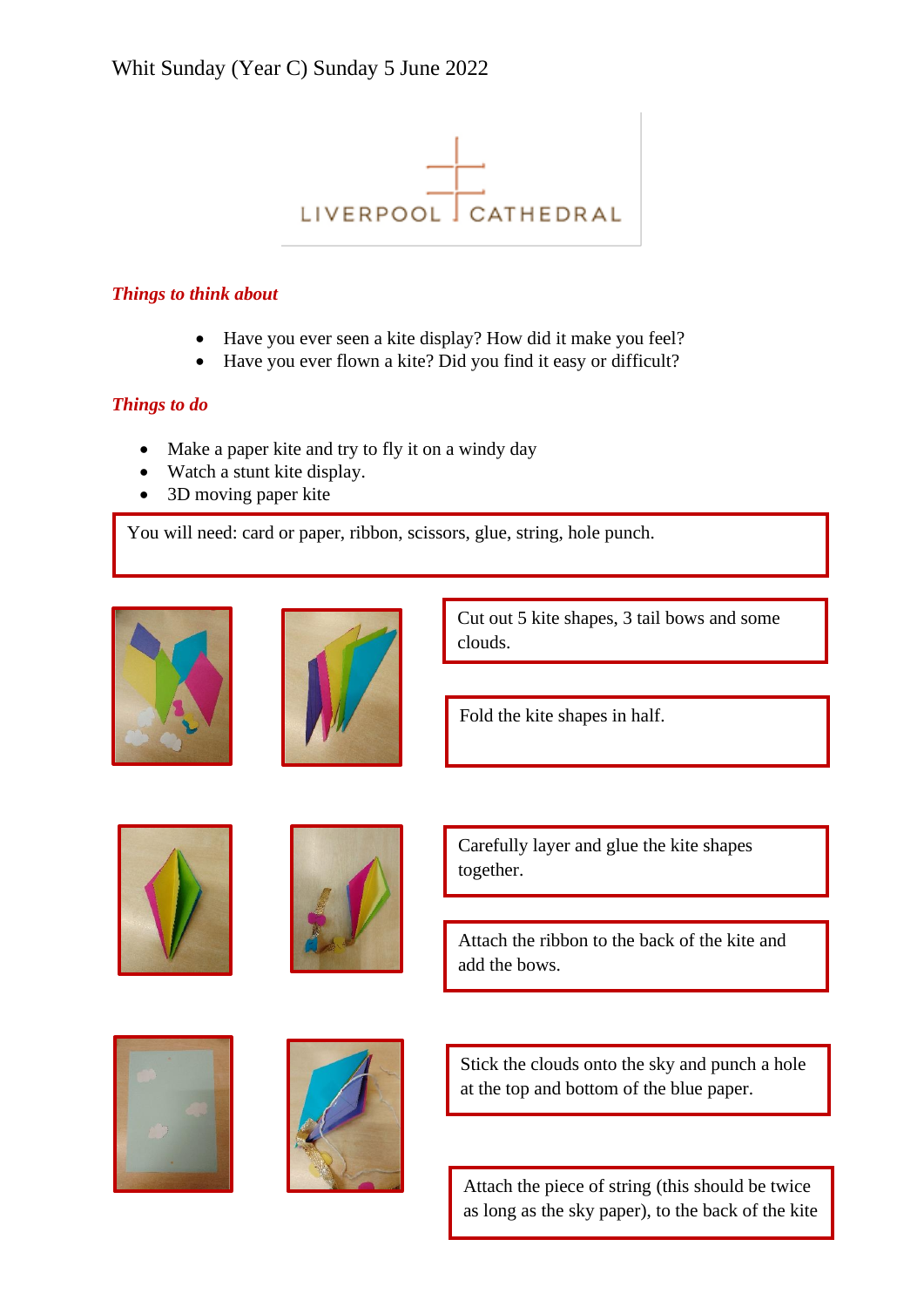Whit Sunday (Year C) Sunday 5 June 2022

LIVERPOOL CATHEDRAL

### *Things to think about*

- Have you ever seen a kite display? How did it make you feel?
- Have you ever flown a kite? Did you find it easy or difficult?

### *Things to do*

- Make a paper kite and try to fly it on a windy day
- Watch a stunt kite display.
- 3D moving paper kite

You will need: card or paper, ribbon, scissors, glue, string, hole punch.

Cut out 5 kite shapes, 3 tail bows and some clouds.

Fold the kite shapes in half.

Carefully layer and glue the kite shapes together.

Attach the ribbon to the back of the kite and add the bows.

Stick the clouds onto the sky and punch a hole at the top and bottom of the blue paper.

Attach the piece of string (this should be twice as long as the sky paper), to the back of the kite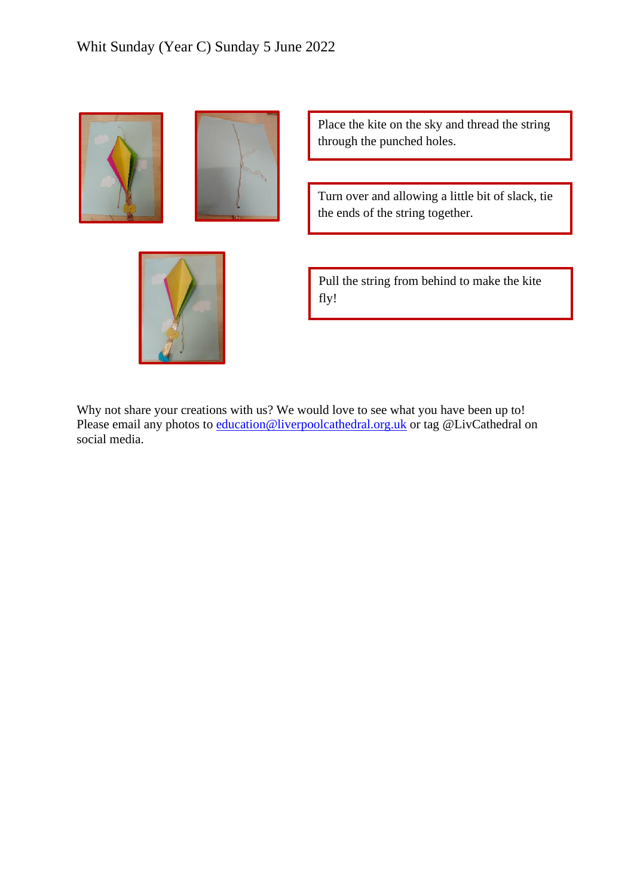Whit Sunday (Year C) Sunday 5 June 2022

Place the kite on the sky and thread the string through the punched holes.

Turn over and allowing a little bit of slack, tie the ends of the string together.

Pull the string from behind to make the kite fly!

Why not share your creations with us? We would love to see what you have been up to! Please email any photos to education@liverpoolcathedral.org.uk or tag @LivCathedral on social media.